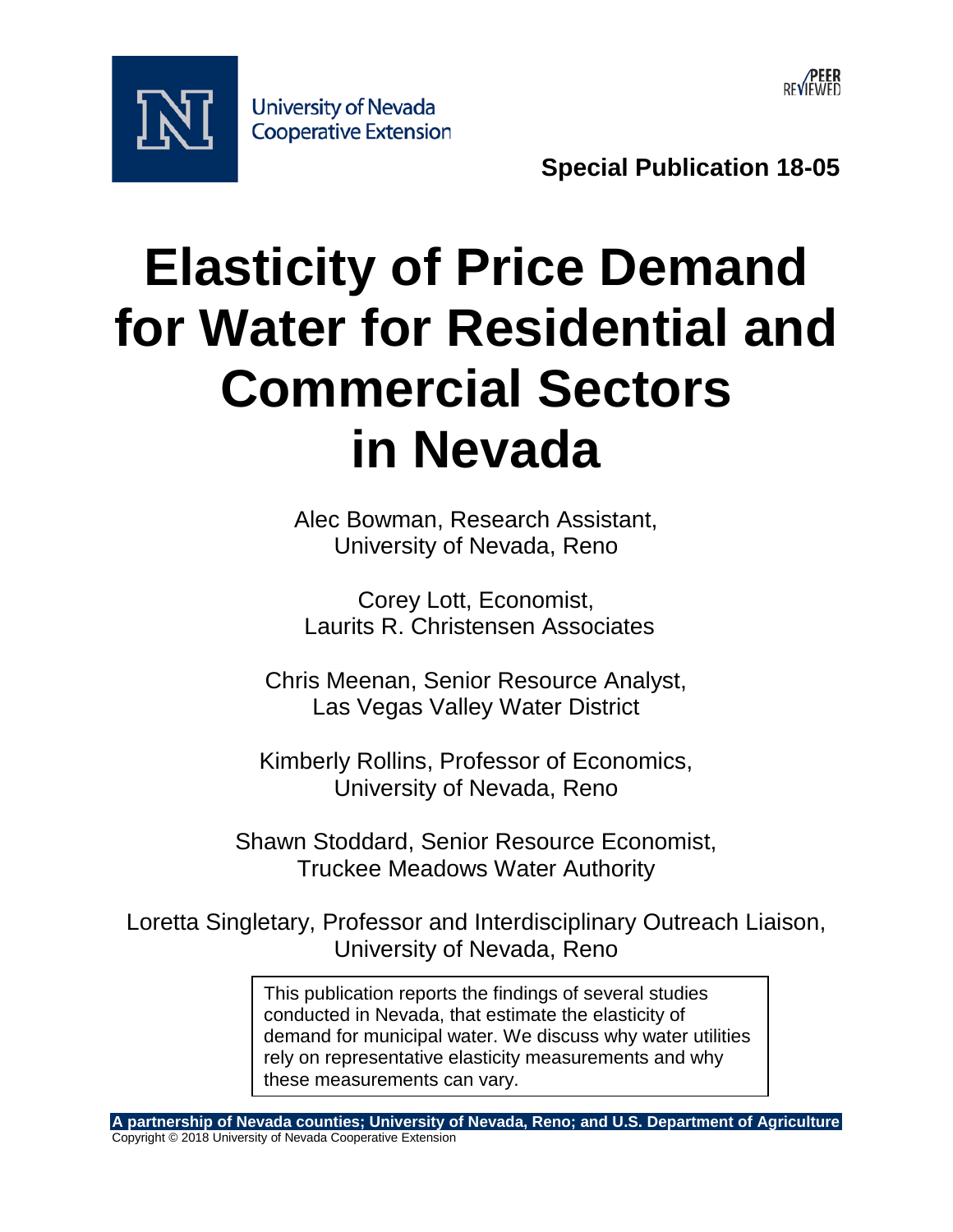University of Nevada Cooperative Extension

PEER REVIEWED

**Special Publication 18-05**

# Elasticity of Price Demand for Water for Residential and Commercial Sectors in Nevada

Alec Bowman, Research Assistant,
University of Nevada, Reno

Corey Lott, Economist,
Laurits R. Christensen Associates

Chris Meenan, Senior Resource Analyst,
Las Vegas Valley Water District

Kimberly Rollins, Professor of Economics,
University of Nevada, Reno

Shawn Stoddard, Senior Resource Economist,
Truckee Meadows Water Authority

Loretta Singletary, Professor and Interdisciplinary Outreach Liaison,
University of Nevada, Reno

This publication reports the findings of several studies conducted in Nevada, that estimate the elasticity of demand for municipal water. We discuss why water utilities rely on representative elasticity measurements and why these measurements can vary.

**A partnership of Nevada counties; University of Nevada, Reno; and U.S. Department of Agriculture**

Copyright © 2018 University of Nevada Cooperative Extension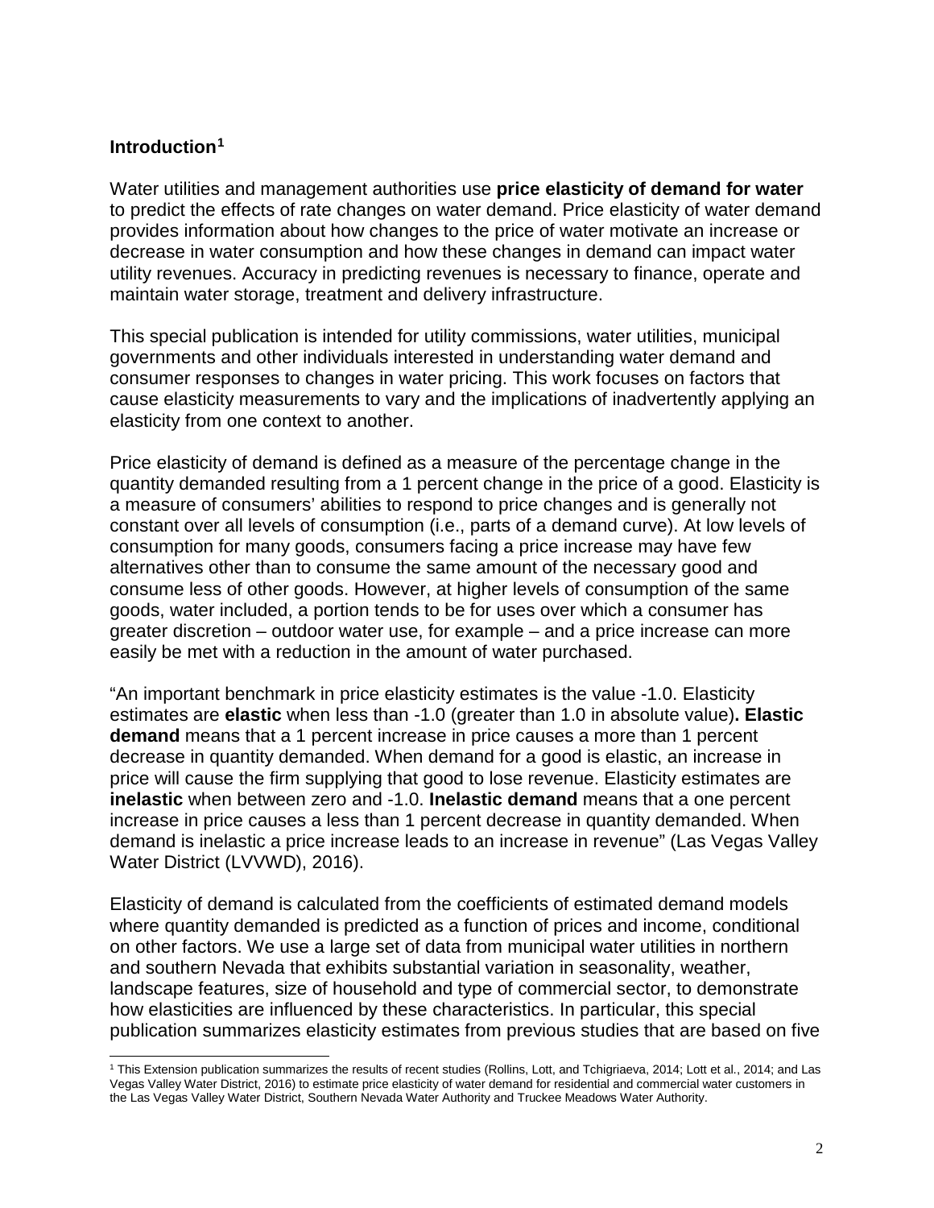## Introduction[1]

Water utilities and management authorities use **price elasticity of demand for water** to predict the effects of rate changes on water demand. Price elasticity of water demand provides information about how changes to the price of water motivate an increase or decrease in water consumption and how these changes in demand can impact water utility revenues. Accuracy in predicting revenues is necessary to finance, operate and maintain water storage, treatment and delivery infrastructure.

This special publication is intended for utility commissions, water utilities, municipal governments and other individuals interested in understanding water demand and consumer responses to changes in water pricing. This work focuses on factors that cause elasticity measurements to vary and the implications of inadvertently applying an elasticity from one context to another.

Price elasticity of demand is defined as a measure of the percentage change in the quantity demanded resulting from a 1 percent change in the price of a good. Elasticity is a measure of consumers' abilities to respond to price changes and is generally not constant over all levels of consumption (i.e., parts of a demand curve). At low levels of consumption for many goods, consumers facing a price increase may have few alternatives other than to consume the same amount of the necessary good and consume less of other goods. However, at higher levels of consumption of the same goods, water included, a portion tends to be for uses over which a consumer has greater discretion – outdoor water use, for example – and a price increase can more easily be met with a reduction in the amount of water purchased.

"An important benchmark in price elasticity estimates is the value -1.0. Elasticity estimates are **elastic** when less than -1.0 (greater than 1.0 in absolute value)**. Elastic demand** means that a 1 percent increase in price causes a more than 1 percent decrease in quantity demanded. When demand for a good is elastic, an increase in price will cause the firm supplying that good to lose revenue. Elasticity estimates are **inelastic** when between zero and -1.0. **Inelastic demand** means that a one percent increase in price causes a less than 1 percent decrease in quantity demanded. When demand is inelastic a price increase leads to an increase in revenue" (Las Vegas Valley Water District (LVVWD), 2016).

Elasticity of demand is calculated from the coefficients of estimated demand models where quantity demanded is predicted as a function of prices and income, conditional on other factors. We use a large set of data from municipal water utilities in northern and southern Nevada that exhibits substantial variation in seasonality, weather, landscape features, size of household and type of commercial sector, to demonstrate how elasticities are influenced by these characteristics. In particular, this special publication summarizes elasticity estimates from previous studies that are based on five

[1] This Extension publication summarizes the results of recent studies (Rollins, Lott, and Tchigriaeva, 2014; Lott et al., 2014; and Las Vegas Valley Water District, 2016) to estimate price elasticity of water demand for residential and commercial water customers in the Las Vegas Valley Water District, Southern Nevada Water Authority and Truckee Meadows Water Authority.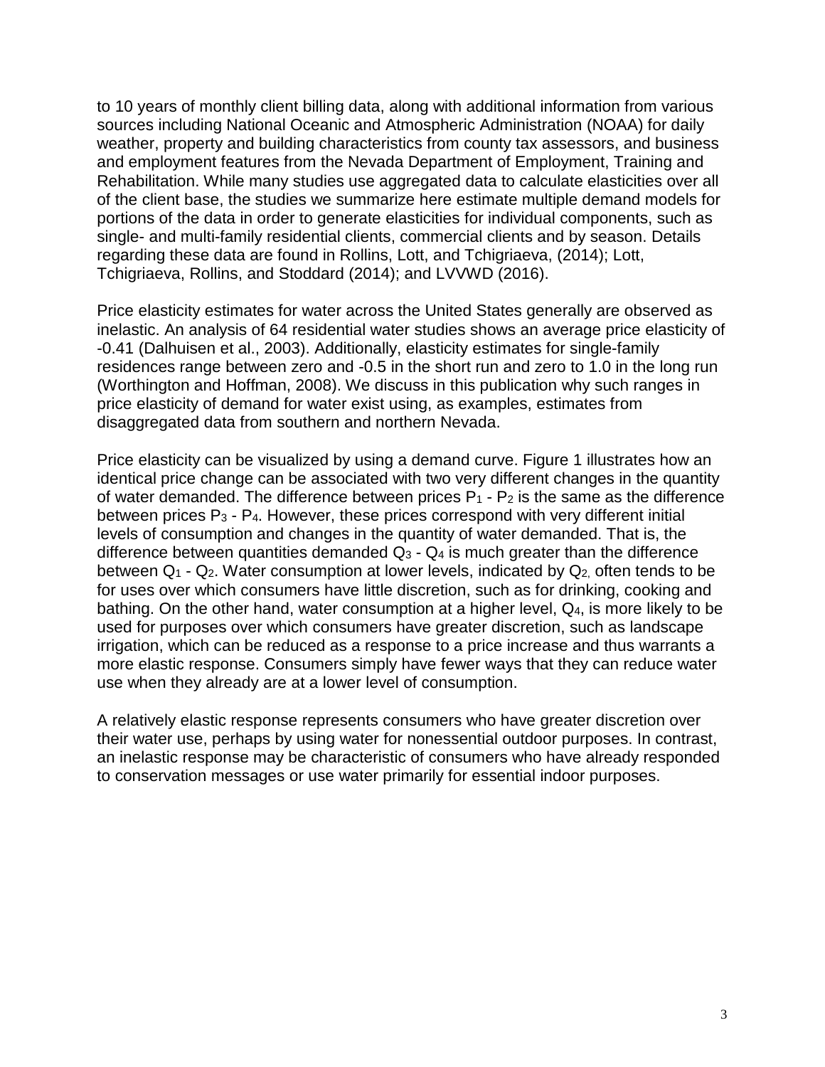to 10 years of monthly client billing data, along with additional information from various sources including National Oceanic and Atmospheric Administration (NOAA) for daily weather, property and building characteristics from county tax assessors, and business and employment features from the Nevada Department of Employment, Training and Rehabilitation. While many studies use aggregated data to calculate elasticities over all of the client base, the studies we summarize here estimate multiple demand models for portions of the data in order to generate elasticities for individual components, such as single- and multi-family residential clients, commercial clients and by season. Details regarding these data are found in Rollins, Lott, and Tchigriaeva, (2014); Lott, Tchigriaeva, Rollins, and Stoddard (2014); and LVVWD (2016).

Price elasticity estimates for water across the United States generally are observed as inelastic. An analysis of 64 residential water studies shows an average price elasticity of -0.41 (Dalhuisen et al., 2003). Additionally, elasticity estimates for single-family residences range between zero and -0.5 in the short run and zero to 1.0 in the long run (Worthington and Hoffman, 2008). We discuss in this publication why such ranges in price elasticity of demand for water exist using, as examples, estimates from disaggregated data from southern and northern Nevada.

Price elasticity can be visualized by using a demand curve. Figure 1 illustrates how an identical price change can be associated with two very different changes in the quantity of water demanded. The difference between prices $P_1$ - $P_2$ is the same as the difference between prices $P_3$ - $P_4$. However, these prices correspond with very different initial levels of consumption and changes in the quantity of water demanded. That is, the difference between quantities demanded $Q_3$ - $Q_4$ is much greater than the difference between $Q_1$ - $Q_2$. Water consumption at lower levels, indicated by $Q_2$, often tends to be for uses over which consumers have little discretion, such as for drinking, cooking and bathing. On the other hand, water consumption at a higher level, $Q_4$, is more likely to be used for purposes over which consumers have greater discretion, such as landscape irrigation, which can be reduced as a response to a price increase and thus warrants a more elastic response. Consumers simply have fewer ways that they can reduce water use when they already are at a lower level of consumption.

A relatively elastic response represents consumers who have greater discretion over their water use, perhaps by using water for nonessential outdoor purposes. In contrast, an inelastic response may be characteristic of consumers who have already responded to conservation messages or use water primarily for essential indoor purposes.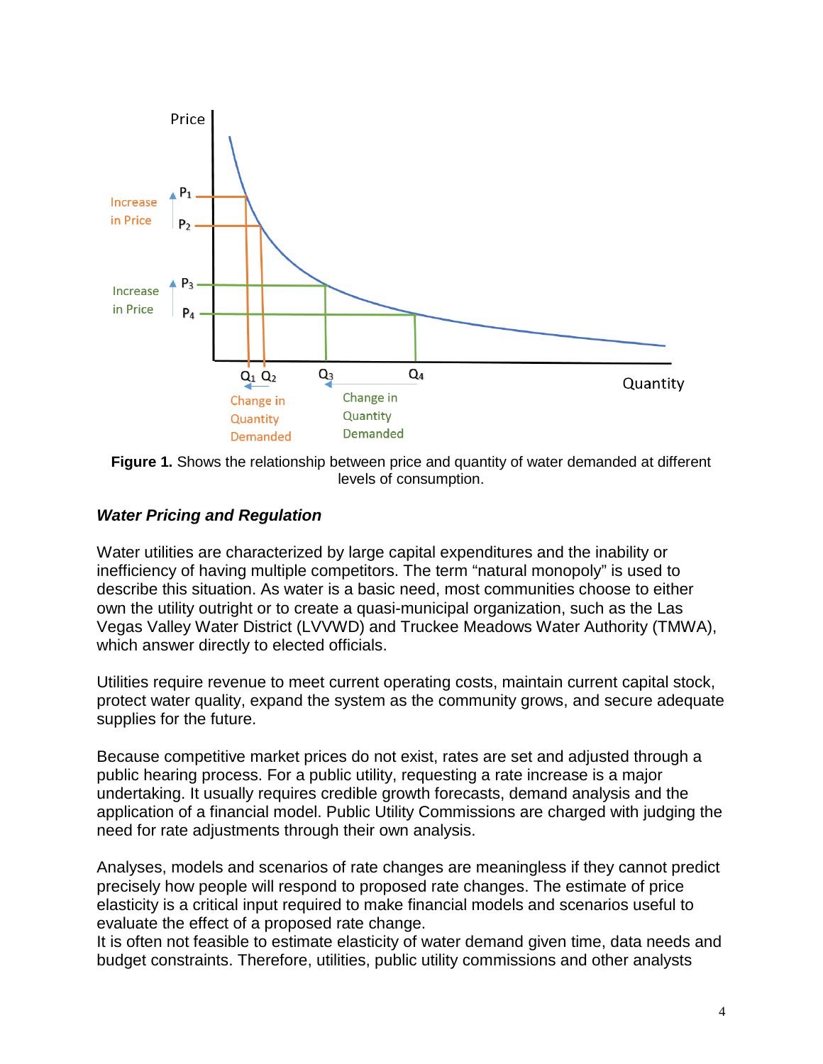**Figure 1.** Shows the relationship between price and quantity of water demanded at different levels of consumption.

### *Water Pricing and Regulation*

Water utilities are characterized by large capital expenditures and the inability or inefficiency of having multiple competitors. The term "natural monopoly" is used to describe this situation. As water is a basic need, most communities choose to either own the utility outright or to create a quasi-municipal organization, such as the Las Vegas Valley Water District (LVVWD) and Truckee Meadows Water Authority (TMWA), which answer directly to elected officials.

Utilities require revenue to meet current operating costs, maintain current capital stock, protect water quality, expand the system as the community grows, and secure adequate supplies for the future.

Because competitive market prices do not exist, rates are set and adjusted through a public hearing process. For a public utility, requesting a rate increase is a major undertaking. It usually requires credible growth forecasts, demand analysis and the application of a financial model. Public Utility Commissions are charged with judging the need for rate adjustments through their own analysis.

Analyses, models and scenarios of rate changes are meaningless if they cannot predict precisely how people will respond to proposed rate changes. The estimate of price elasticity is a critical input required to make financial models and scenarios useful to evaluate the effect of a proposed rate change.
It is often not feasible to estimate elasticity of water demand given time, data needs and budget constraints. Therefore, utilities, public utility commissions and other analysts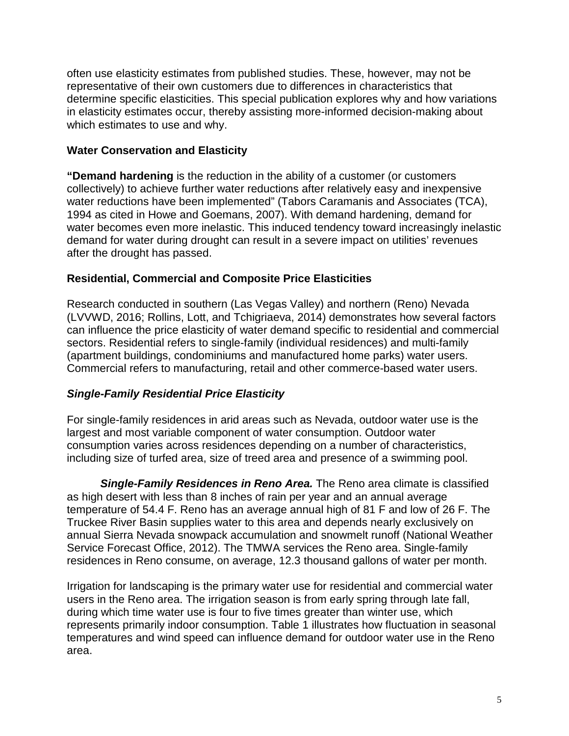often use elasticity estimates from published studies. These, however, may not be representative of their own customers due to differences in characteristics that determine specific elasticities. This special publication explores why and how variations in elasticity estimates occur, thereby assisting more-informed decision-making about which estimates to use and why.

## Water Conservation and Elasticity

**"Demand hardening** is the reduction in the ability of a customer (or customers collectively) to achieve further water reductions after relatively easy and inexpensive water reductions have been implemented" (Tabors Caramanis and Associates (TCA), 1994 as cited in Howe and Goemans, 2007). With demand hardening, demand for water becomes even more inelastic. This induced tendency toward increasingly inelastic demand for water during drought can result in a severe impact on utilities' revenues after the drought has passed.

## Residential, Commercial and Composite Price Elasticities

Research conducted in southern (Las Vegas Valley) and northern (Reno) Nevada (LVVWD, 2016; Rollins, Lott, and Tchigriaeva, 2014) demonstrates how several factors can influence the price elasticity of water demand specific to residential and commercial sectors. Residential refers to single-family (individual residences) and multi-family (apartment buildings, condominiums and manufactured home parks) water users. Commercial refers to manufacturing, retail and other commerce-based water users.

### *Single-Family Residential Price Elasticity*

For single-family residences in arid areas such as Nevada, outdoor water use is the largest and most variable component of water consumption. Outdoor water consumption varies across residences depending on a number of characteristics, including size of turfed area, size of treed area and presence of a swimming pool.

***Single-Family Residences in Reno Area.*** The Reno area climate is classified as high desert with less than 8 inches of rain per year and an annual average temperature of 54.4 F. Reno has an average annual high of 81 F and low of 26 F. The Truckee River Basin supplies water to this area and depends nearly exclusively on annual Sierra Nevada snowpack accumulation and snowmelt runoff (National Weather Service Forecast Office, 2012). The TMWA services the Reno area. Single-family residences in Reno consume, on average, 12.3 thousand gallons of water per month.

Irrigation for landscaping is the primary water use for residential and commercial water users in the Reno area. The irrigation season is from early spring through late fall, during which time water use is four to five times greater than winter use, which represents primarily indoor consumption. Table 1 illustrates how fluctuation in seasonal temperatures and wind speed can influence demand for outdoor water use in the Reno area.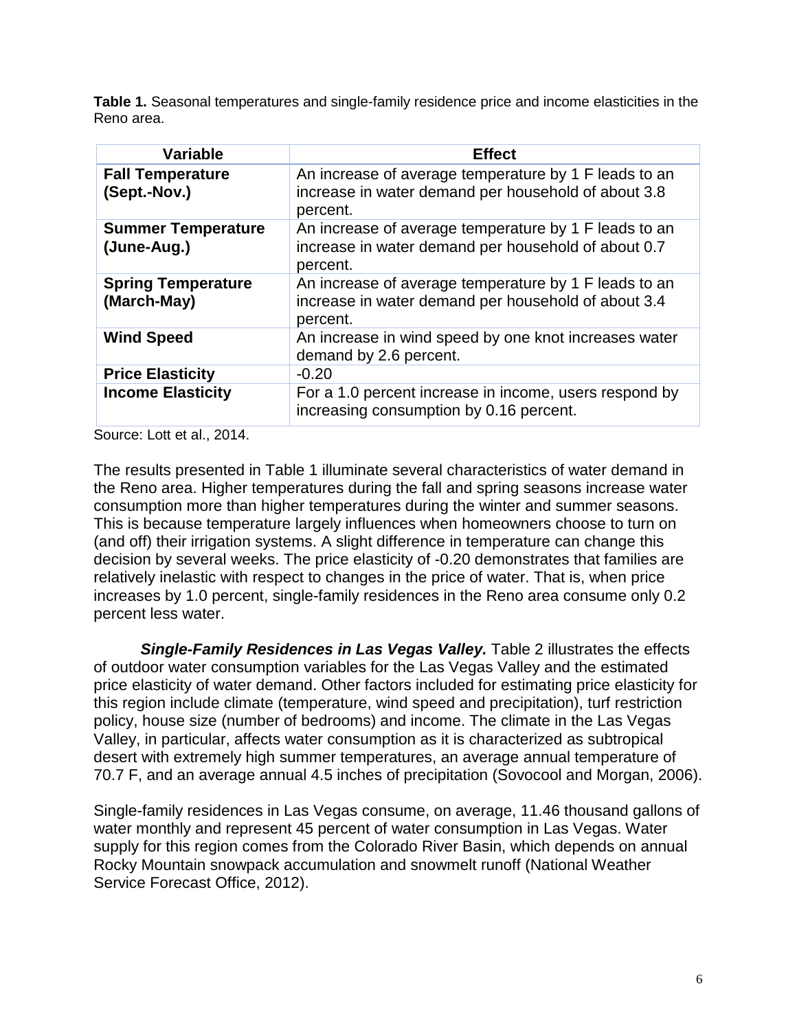**Table 1.** Seasonal temperatures and single-family residence price and income elasticities in the Reno area.

| Variable | Effect |
|---|---|
| **Fall Temperature (Sept.-Nov.)** | An increase of average temperature by 1 F leads to an increase in water demand per household of about 3.8 percent. |
| **Summer Temperature (June-Aug.)** | An increase of average temperature by 1 F leads to an increase in water demand per household of about 0.7 percent. |
| **Spring Temperature (March-May)** | An increase of average temperature by 1 F leads to an increase in water demand per household of about 3.4 percent. |
| **Wind Speed** | An increase in wind speed by one knot increases water demand by 2.6 percent. |
| **Price Elasticity** | -0.20 |
| **Income Elasticity** | For a 1.0 percent increase in income, users respond by increasing consumption by 0.16 percent. |

Source: Lott et al., 2014.

The results presented in Table 1 illuminate several characteristics of water demand in the Reno area. Higher temperatures during the fall and spring seasons increase water consumption more than higher temperatures during the winter and summer seasons. This is because temperature largely influences when homeowners choose to turn on (and off) their irrigation systems. A slight difference in temperature can change this decision by several weeks. The price elasticity of -0.20 demonstrates that families are relatively inelastic with respect to changes in the price of water. That is, when price increases by 1.0 percent, single-family residences in the Reno area consume only 0.2 percent less water.

***Single-Family Residences in Las Vegas Valley.*** Table 2 illustrates the effects of outdoor water consumption variables for the Las Vegas Valley and the estimated price elasticity of water demand. Other factors included for estimating price elasticity for this region include climate (temperature, wind speed and precipitation), turf restriction policy, house size (number of bedrooms) and income. The climate in the Las Vegas Valley, in particular, affects water consumption as it is characterized as subtropical desert with extremely high summer temperatures, an average annual temperature of 70.7 F, and an average annual 4.5 inches of precipitation (Sovocool and Morgan, 2006).

Single-family residences in Las Vegas consume, on average, 11.46 thousand gallons of water monthly and represent 45 percent of water consumption in Las Vegas. Water supply for this region comes from the Colorado River Basin, which depends on annual Rocky Mountain snowpack accumulation and snowmelt runoff (National Weather Service Forecast Office, 2012).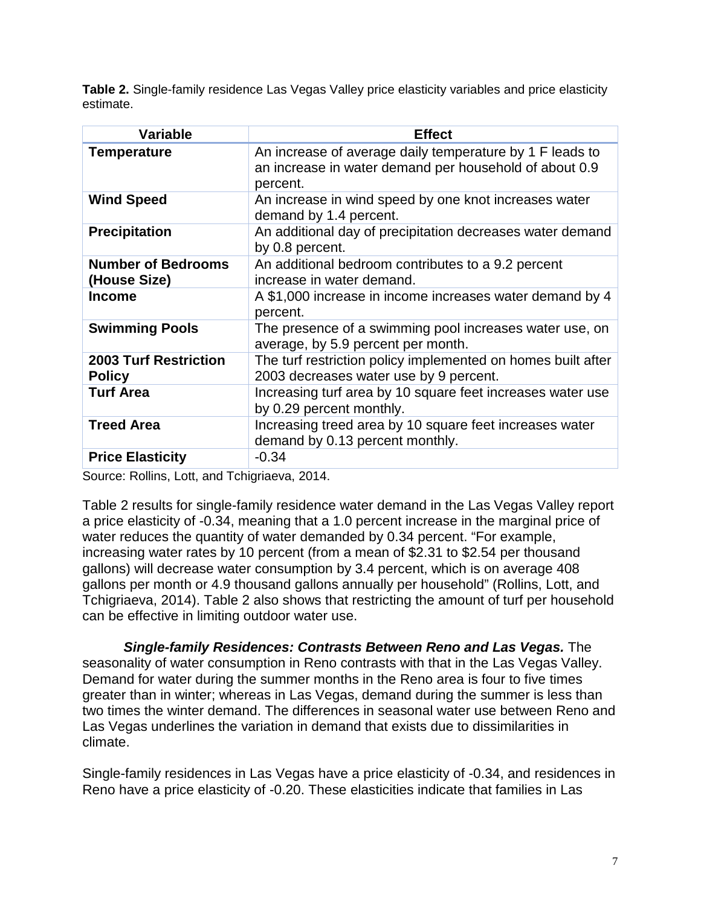**Table 2.** Single-family residence Las Vegas Valley price elasticity variables and price elasticity estimate.

| Variable | Effect |
|---|---|
| **Temperature** | An increase of average daily temperature by 1 F leads to an increase in water demand per household of about 0.9 percent. |
| **Wind Speed** | An increase in wind speed by one knot increases water demand by 1.4 percent. |
| **Precipitation** | An additional day of precipitation decreases water demand by 0.8 percent. |
| **Number of Bedrooms (House Size)** | An additional bedroom contributes to a 9.2 percent increase in water demand. |
| **Income** | A $1,000 increase in income increases water demand by 4 percent. |
| **Swimming Pools** | The presence of a swimming pool increases water use, on average, by 5.9 percent per month. |
| **2003 Turf Restriction Policy** | The turf restriction policy implemented on homes built after 2003 decreases water use by 9 percent. |
| **Turf Area** | Increasing turf area by 10 square feet increases water use by 0.29 percent monthly. |
| **Treed Area** | Increasing treed area by 10 square feet increases water demand by 0.13 percent monthly. |
| **Price Elasticity** | -0.34 |

Source: Rollins, Lott, and Tchigriaeva, 2014.

Table 2 results for single-family residence water demand in the Las Vegas Valley report a price elasticity of -0.34, meaning that a 1.0 percent increase in the marginal price of water reduces the quantity of water demanded by 0.34 percent. "For example, increasing water rates by 10 percent (from a mean of $2.31 to $2.54 per thousand gallons) will decrease water consumption by 3.4 percent, which is on average 408 gallons per month or 4.9 thousand gallons annually per household" (Rollins, Lott, and Tchigriaeva, 2014). Table 2 also shows that restricting the amount of turf per household can be effective in limiting outdoor water use.

***Single-family Residences: Contrasts Between Reno and Las Vegas.*** The seasonality of water consumption in Reno contrasts with that in the Las Vegas Valley. Demand for water during the summer months in the Reno area is four to five times greater than in winter; whereas in Las Vegas, demand during the summer is less than two times the winter demand. The differences in seasonal water use between Reno and Las Vegas underlines the variation in demand that exists due to dissimilarities in climate.

Single-family residences in Las Vegas have a price elasticity of -0.34, and residences in Reno have a price elasticity of -0.20. These elasticities indicate that families in Las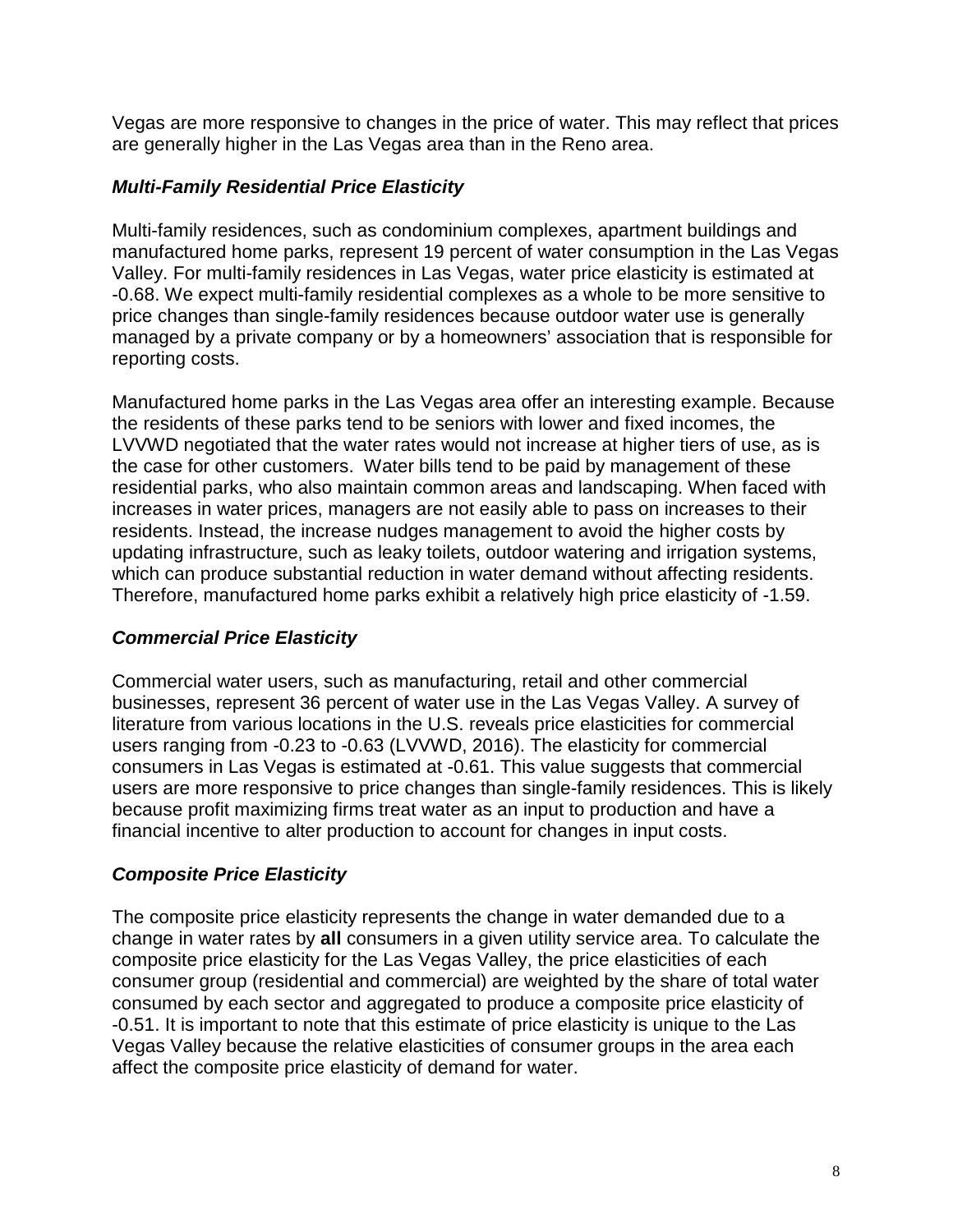Vegas are more responsive to changes in the price of water. This may reflect that prices are generally higher in the Las Vegas area than in the Reno area.

### *Multi-Family Residential Price Elasticity*

Multi-family residences, such as condominium complexes, apartment buildings and manufactured home parks, represent 19 percent of water consumption in the Las Vegas Valley. For multi-family residences in Las Vegas, water price elasticity is estimated at -0.68. We expect multi-family residential complexes as a whole to be more sensitive to price changes than single-family residences because outdoor water use is generally managed by a private company or by a homeowners' association that is responsible for reporting costs.

Manufactured home parks in the Las Vegas area offer an interesting example. Because the residents of these parks tend to be seniors with lower and fixed incomes, the LVVWD negotiated that the water rates would not increase at higher tiers of use, as is the case for other customers. Water bills tend to be paid by management of these residential parks, who also maintain common areas and landscaping. When faced with increases in water prices, managers are not easily able to pass on increases to their residents. Instead, the increase nudges management to avoid the higher costs by updating infrastructure, such as leaky toilets, outdoor watering and irrigation systems, which can produce substantial reduction in water demand without affecting residents. Therefore, manufactured home parks exhibit a relatively high price elasticity of -1.59.

### *Commercial Price Elasticity*

Commercial water users, such as manufacturing, retail and other commercial businesses, represent 36 percent of water use in the Las Vegas Valley. A survey of literature from various locations in the U.S. reveals price elasticities for commercial users ranging from -0.23 to -0.63 (LVVWD, 2016). The elasticity for commercial consumers in Las Vegas is estimated at -0.61. This value suggests that commercial users are more responsive to price changes than single-family residences. This is likely because profit maximizing firms treat water as an input to production and have a financial incentive to alter production to account for changes in input costs.

### *Composite Price Elasticity*

The composite price elasticity represents the change in water demanded due to a change in water rates by **all** consumers in a given utility service area. To calculate the composite price elasticity for the Las Vegas Valley, the price elasticities of each consumer group (residential and commercial) are weighted by the share of total water consumed by each sector and aggregated to produce a composite price elasticity of -0.51. It is important to note that this estimate of price elasticity is unique to the Las Vegas Valley because the relative elasticities of consumer groups in the area each affect the composite price elasticity of demand for water.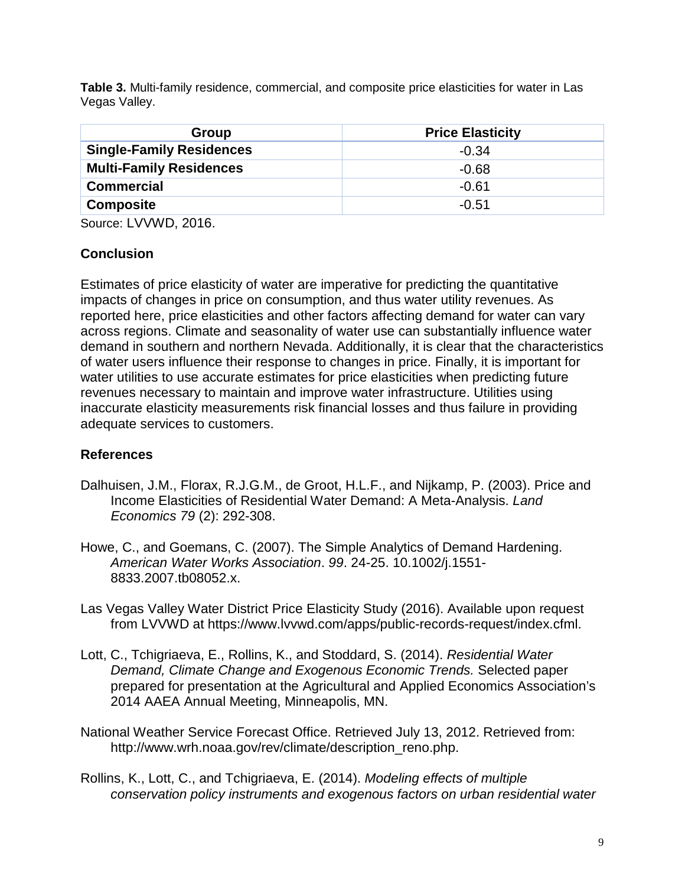**Table 3.** Multi-family residence, commercial, and composite price elasticities for water in Las Vegas Valley.

| Group | Price Elasticity |
|---|---|
| **Single-Family Residences** | -0.34 |
| **Multi-Family Residences** | -0.68 |
| **Commercial** | -0.61 |
| **Composite** | -0.51 |

Source: LVVWD, 2016.

## Conclusion

Estimates of price elasticity of water are imperative for predicting the quantitative impacts of changes in price on consumption, and thus water utility revenues. As reported here, price elasticities and other factors affecting demand for water can vary across regions. Climate and seasonality of water use can substantially influence water demand in southern and northern Nevada. Additionally, it is clear that the characteristics of water users influence their response to changes in price. Finally, it is important for water utilities to use accurate estimates for price elasticities when predicting future revenues necessary to maintain and improve water infrastructure. Utilities using inaccurate elasticity measurements risk financial losses and thus failure in providing adequate services to customers.

## References

Dalhuisen, J.M., Florax, R.J.G.M., de Groot, H.L.F., and Nijkamp, P. (2003). Price and Income Elasticities of Residential Water Demand: A Meta-Analysis. *Land Economics 79* (2): 292-308.

Howe, C., and Goemans, C. (2007). The Simple Analytics of Demand Hardening. *American Water Works Association*. *99*. 24-25. 10.1002/j.1551-8833.2007.tb08052.x.

Las Vegas Valley Water District Price Elasticity Study (2016). Available upon request from LVVWD at https://www.lvvwd.com/apps/public-records-request/index.cfml.

Lott, C., Tchigriaeva, E., Rollins, K., and Stoddard, S. (2014). *Residential Water Demand, Climate Change and Exogenous Economic Trends.* Selected paper prepared for presentation at the Agricultural and Applied Economics Association's 2014 AAEA Annual Meeting, Minneapolis, MN.

National Weather Service Forecast Office. Retrieved July 13, 2012. Retrieved from: http://www.wrh.noaa.gov/rev/climate/description_reno.php.

Rollins, K., Lott, C., and Tchigriaeva, E. (2014). *Modeling effects of multiple conservation policy instruments and exogenous factors on urban residential water*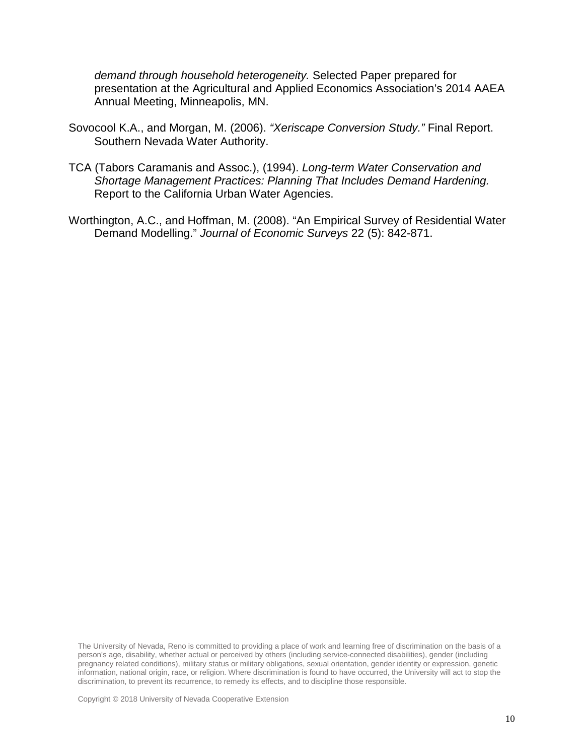*demand through household heterogeneity.* Selected Paper prepared for presentation at the Agricultural and Applied Economics Association's 2014 AAEA Annual Meeting, Minneapolis, MN.

Sovocool K.A., and Morgan, M. (2006). *"Xeriscape Conversion Study."* Final Report. Southern Nevada Water Authority.

TCA (Tabors Caramanis and Assoc.), (1994). *Long-term Water Conservation and Shortage Management Practices: Planning That Includes Demand Hardening.* Report to the California Urban Water Agencies.

Worthington, A.C., and Hoffman, M. (2008). "An Empirical Survey of Residential Water Demand Modelling." *Journal of Economic Surveys* 22 (5): 842-871.

The University of Nevada, Reno is committed to providing a place of work and learning free of discrimination on the basis of a person's age, disability, whether actual or perceived by others (including service-connected disabilities), gender (including pregnancy related conditions), military status or military obligations, sexual orientation, gender identity or expression, genetic information, national origin, race, or religion. Where discrimination is found to have occurred, the University will act to stop the discrimination, to prevent its recurrence, to remedy its effects, and to discipline those responsible.

Copyright © 2018 University of Nevada Cooperative Extension